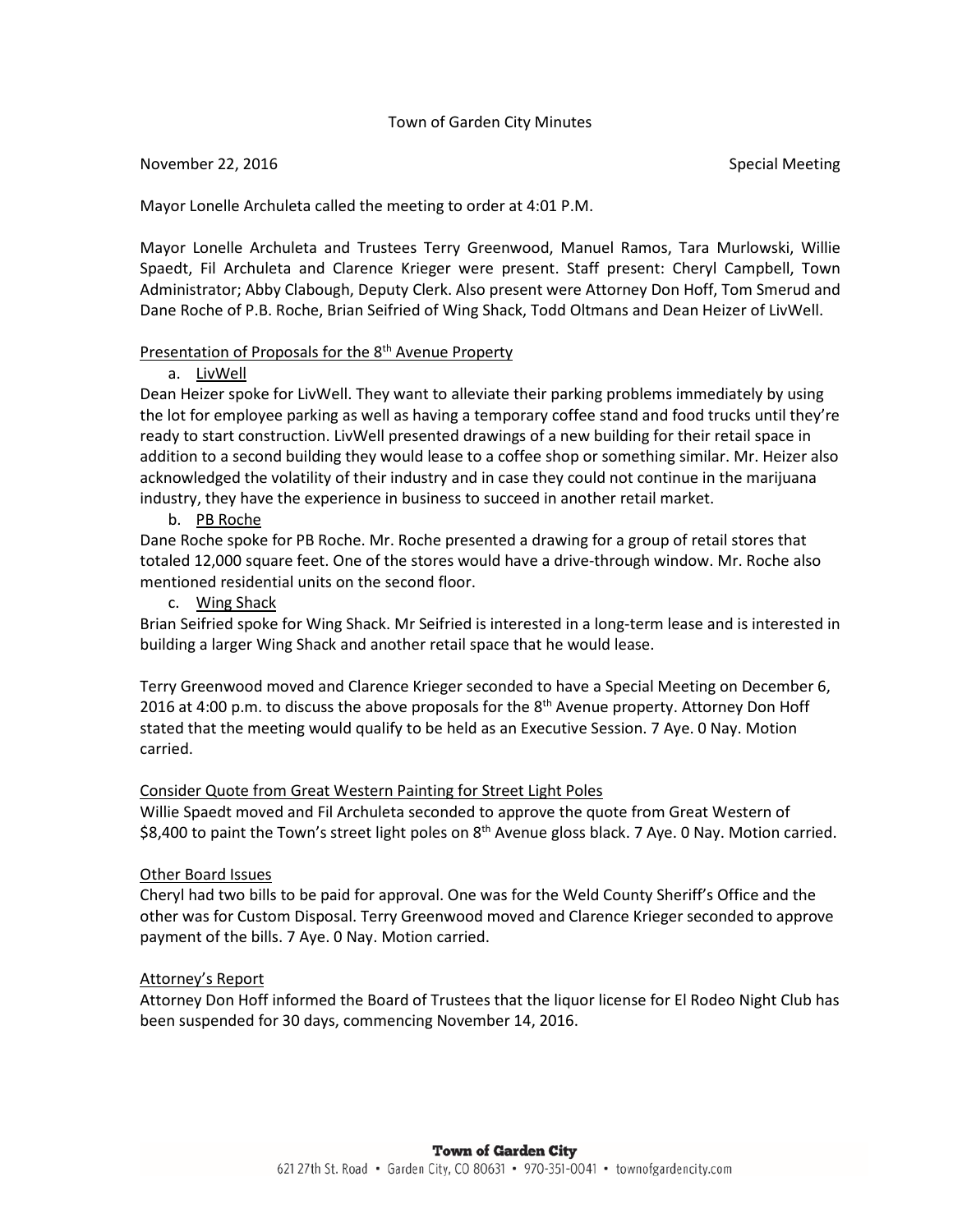# Town of Garden City Minutes

November 22, 2016 Special Meeting

Mayor Lonelle Archuleta called the meeting to order at 4:01 P.M.

Mayor Lonelle Archuleta and Trustees Terry Greenwood, Manuel Ramos, Tara Murlowski, Willie Spaedt, Fil Archuleta and Clarence Krieger were present. Staff present: Cheryl Campbell, Town Administrator; Abby Clabough, Deputy Clerk. Also present were Attorney Don Hoff, Tom Smerud and Dane Roche of P.B. Roche, Brian Seifried of Wing Shack, Todd Oltmans and Dean Heizer of LivWell.

## Presentation of Proposals for the 8th Avenue Property

a. LivWell

Dean Heizer spoke for LivWell. They want to alleviate their parking problems immediately by using the lot for employee parking as well as having a temporary coffee stand and food trucks until they're ready to start construction. LivWell presented drawings of a new building for their retail space in addition to a second building they would lease to a coffee shop or something similar. Mr. Heizer also acknowledged the volatility of their industry and in case they could not continue in the marijuana industry, they have the experience in business to succeed in another retail market.

b. PB Roche

Dane Roche spoke for PB Roche. Mr. Roche presented a drawing for a group of retail stores that totaled 12,000 square feet. One of the stores would have a drive-through window. Mr. Roche also mentioned residential units on the second floor.

c. Wing Shack

Brian Seifried spoke for Wing Shack. Mr Seifried is interested in a long-term lease and is interested in building a larger Wing Shack and another retail space that he would lease.

Terry Greenwood moved and Clarence Krieger seconded to have a Special Meeting on December 6, 2016 at 4:00 p.m. to discuss the above proposals for the 8th Avenue property. Attorney Don Hoff stated that the meeting would qualify to be held as an Executive Session. 7 Aye. 0 Nay. Motion carried.

## Consider Quote from Great Western Painting for Street Light Poles

Willie Spaedt moved and Fil Archuleta seconded to approve the quote from Great Western of $8,400 to paint the Town's street light poles on 8th Avenue gloss black. 7 Aye. 0 Nay. Motion carried.

## Other Board Issues

Cheryl had two bills to be paid for approval. One was for the Weld County Sheriff's Office and the other was for Custom Disposal. Terry Greenwood moved and Clarence Krieger seconded to approve payment of the bills. 7 Aye. 0 Nay. Motion carried.

## Attorney's Report

Attorney Don Hoff informed the Board of Trustees that the liquor license for El Rodeo Night Club has been suspended for 30 days, commencing November 14, 2016.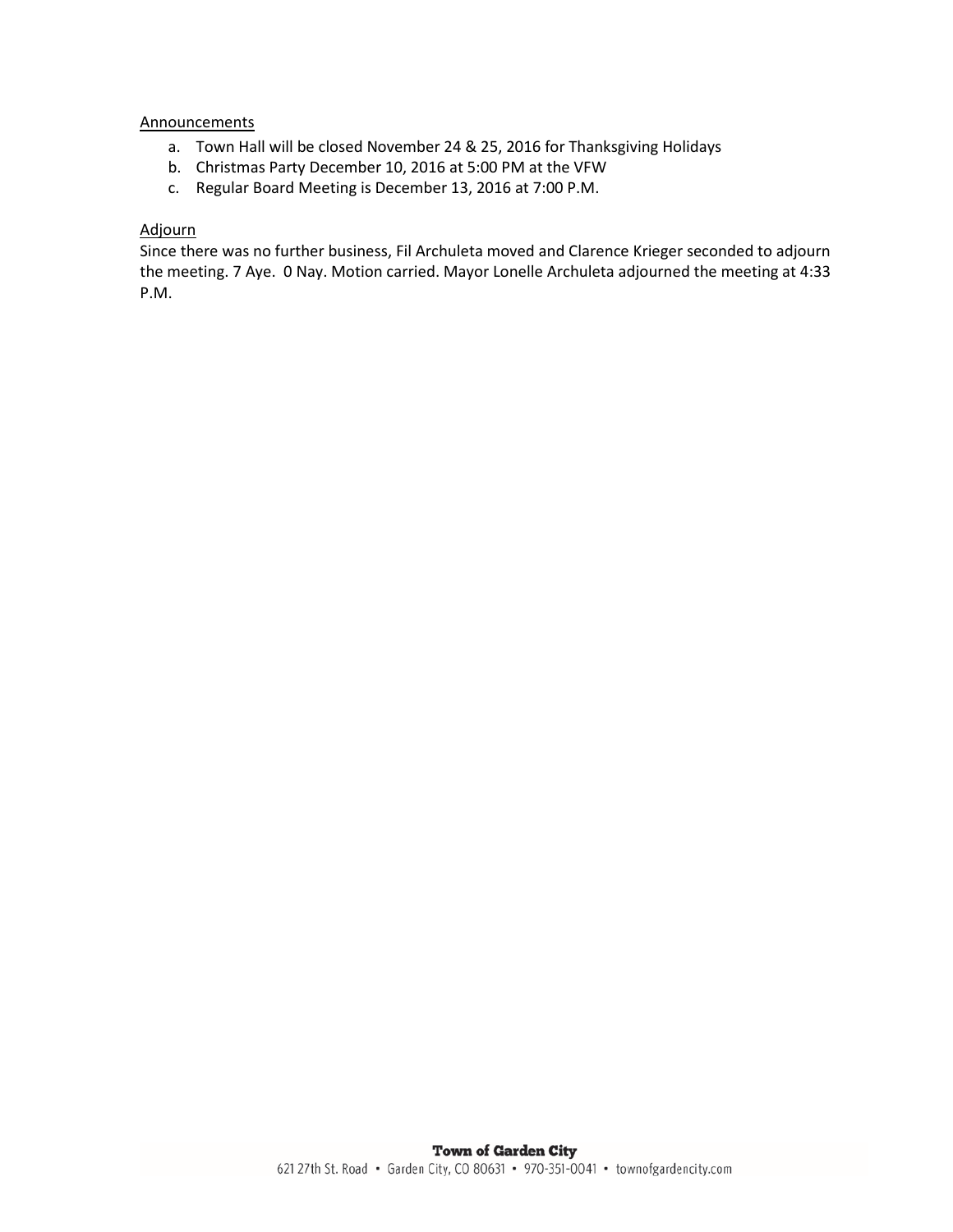## Announcements

a. Town Hall will be closed November 24 & 25, 2016 for Thanksgiving Holidays
b. Christmas Party December 10, 2016 at 5:00 PM at the VFW
c. Regular Board Meeting is December 13, 2016 at 7:00 P.M.

## Adjourn

Since there was no further business, Fil Archuleta moved and Clarence Krieger seconded to adjourn the meeting. 7 Aye. 0 Nay. Motion carried. Mayor Lonelle Archuleta adjourned the meeting at 4:33 P.M.